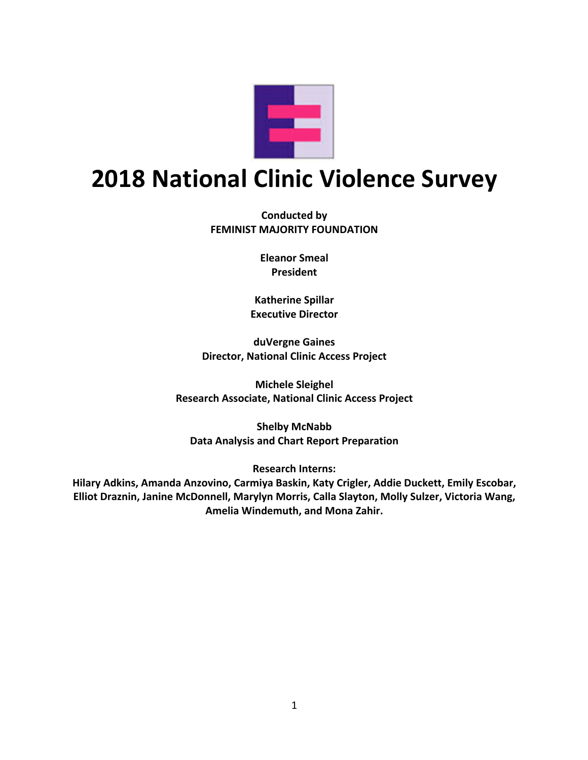# 2018 National Clinic Violence Survey

**Conducted by**
**FEMINIST MAJORITY FOUNDATION**

**Eleanor Smeal**
**President**

**Katherine Spillar**
**Executive Director**

**duVergne Gaines**
**Director, National Clinic Access Project**

**Michele Sleighel**
**Research Associate, National Clinic Access Project**

**Shelby McNabb**
**Data Analysis and Chart Report Preparation**

**Research Interns:**
**Hilary Adkins, Amanda Anzovino, Carmiya Baskin, Katy Crigler, Addie Duckett, Emily Escobar, Elliot Draznin, Janine McDonnell, Marylyn Morris, Calla Slayton, Molly Sulzer, Victoria Wang, Amelia Windemuth, and Mona Zahir.**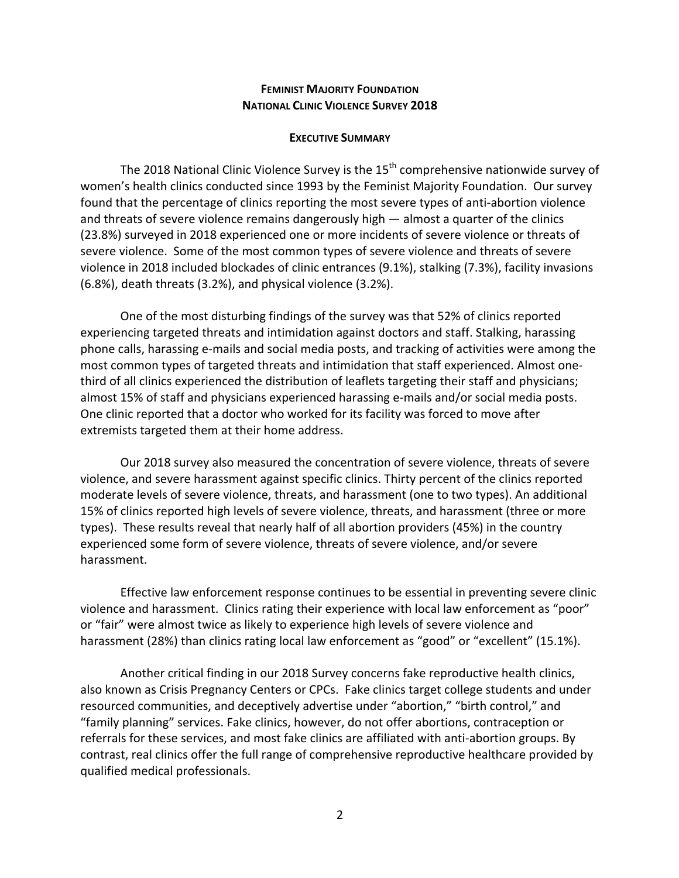## FEMINIST MAJORITY FOUNDATION
## NATIONAL CLINIC VIOLENCE SURVEY 2018

### EXECUTIVE SUMMARY

The 2018 National Clinic Violence Survey is the 15th comprehensive nationwide survey of women's health clinics conducted since 1993 by the Feminist Majority Foundation. Our survey found that the percentage of clinics reporting the most severe types of anti-abortion violence and threats of severe violence remains dangerously high — almost a quarter of the clinics (23.8%) surveyed in 2018 experienced one or more incidents of severe violence or threats of severe violence. Some of the most common types of severe violence and threats of severe violence in 2018 included blockades of clinic entrances (9.1%), stalking (7.3%), facility invasions (6.8%), death threats (3.2%), and physical violence (3.2%).

One of the most disturbing findings of the survey was that 52% of clinics reported experiencing targeted threats and intimidation against doctors and staff. Stalking, harassing phone calls, harassing e-mails and social media posts, and tracking of activities were among the most common types of targeted threats and intimidation that staff experienced. Almost one-third of all clinics experienced the distribution of leaflets targeting their staff and physicians; almost 15% of staff and physicians experienced harassing e-mails and/or social media posts. One clinic reported that a doctor who worked for its facility was forced to move after extremists targeted them at their home address.

Our 2018 survey also measured the concentration of severe violence, threats of severe violence, and severe harassment against specific clinics. Thirty percent of the clinics reported moderate levels of severe violence, threats, and harassment (one to two types). An additional 15% of clinics reported high levels of severe violence, threats, and harassment (three or more types). These results reveal that nearly half of all abortion providers (45%) in the country experienced some form of severe violence, threats of severe violence, and/or severe harassment.

Effective law enforcement response continues to be essential in preventing severe clinic violence and harassment. Clinics rating their experience with local law enforcement as "poor" or "fair" were almost twice as likely to experience high levels of severe violence and harassment (28%) than clinics rating local law enforcement as "good" or "excellent" (15.1%).

Another critical finding in our 2018 Survey concerns fake reproductive health clinics, also known as Crisis Pregnancy Centers or CPCs. Fake clinics target college students and under resourced communities, and deceptively advertise under "abortion," "birth control," and "family planning" services. Fake clinics, however, do not offer abortions, contraception or referrals for these services, and most fake clinics are affiliated with anti-abortion groups. By contrast, real clinics offer the full range of comprehensive reproductive healthcare provided by qualified medical professionals.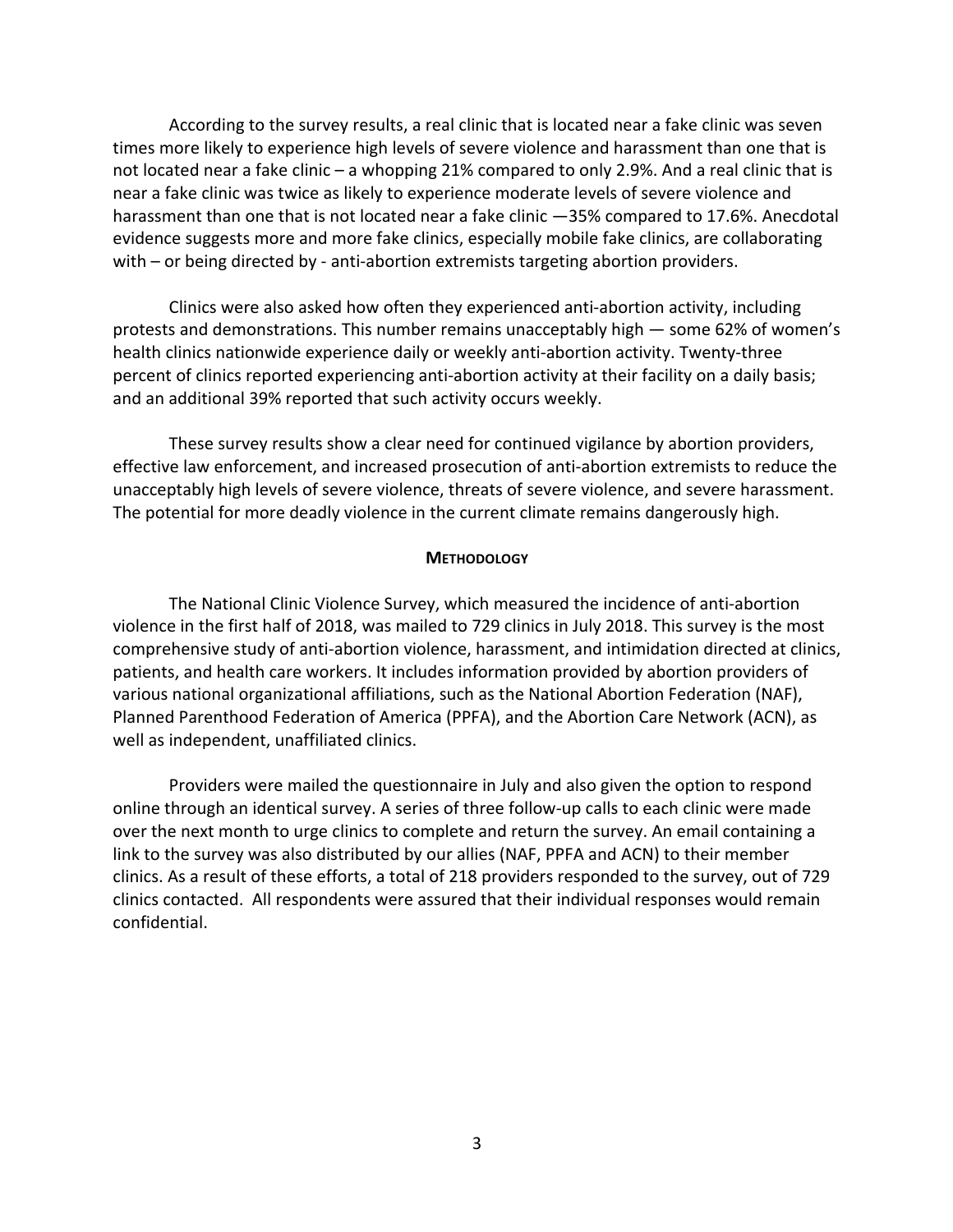According to the survey results, a real clinic that is located near a fake clinic was seven times more likely to experience high levels of severe violence and harassment than one that is not located near a fake clinic – a whopping 21% compared to only 2.9%. And a real clinic that is near a fake clinic was twice as likely to experience moderate levels of severe violence and harassment than one that is not located near a fake clinic —35% compared to 17.6%. Anecdotal evidence suggests more and more fake clinics, especially mobile fake clinics, are collaborating with – or being directed by - anti-abortion extremists targeting abortion providers.

Clinics were also asked how often they experienced anti-abortion activity, including protests and demonstrations. This number remains unacceptably high — some 62% of women's health clinics nationwide experience daily or weekly anti-abortion activity. Twenty-three percent of clinics reported experiencing anti-abortion activity at their facility on a daily basis; and an additional 39% reported that such activity occurs weekly.

These survey results show a clear need for continued vigilance by abortion providers, effective law enforcement, and increased prosecution of anti-abortion extremists to reduce the unacceptably high levels of severe violence, threats of severe violence, and severe harassment. The potential for more deadly violence in the current climate remains dangerously high.

## Methodology

The National Clinic Violence Survey, which measured the incidence of anti-abortion violence in the first half of 2018, was mailed to 729 clinics in July 2018. This survey is the most comprehensive study of anti-abortion violence, harassment, and intimidation directed at clinics, patients, and health care workers. It includes information provided by abortion providers of various national organizational affiliations, such as the National Abortion Federation (NAF), Planned Parenthood Federation of America (PPFA), and the Abortion Care Network (ACN), as well as independent, unaffiliated clinics.

Providers were mailed the questionnaire in July and also given the option to respond online through an identical survey. A series of three follow-up calls to each clinic were made over the next month to urge clinics to complete and return the survey. An email containing a link to the survey was also distributed by our allies (NAF, PPFA and ACN) to their member clinics. As a result of these efforts, a total of 218 providers responded to the survey, out of 729 clinics contacted. All respondents were assured that their individual responses would remain confidential.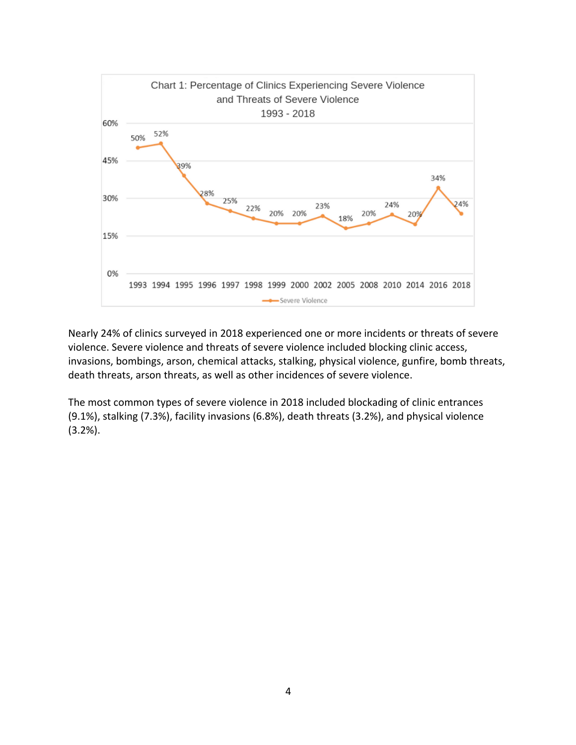Chart 1: Percentage of Clinics Experiencing Severe Violence and Threats of Severe Violence 1993 - 2018

| Year | Severe Violence |
|---|---|
| 1993 | 50% |
| 1994 | 52% |
| 1995 | 39% |
| 1996 | 28% |
| 1997 | 25% |
| 1998 | 22% |
| 1999 | 20% |
| 2000 | 20% |
| 2002 | 23% |
| 2005 | 18% |
| 2008 | 20% |
| 2010 | 24% |
| 2014 | 20% |
| 2016 | 34% |
| 2018 | 24% |

Nearly 24% of clinics surveyed in 2018 experienced one or more incidents or threats of severe violence. Severe violence and threats of severe violence included blocking clinic access, invasions, bombings, arson, chemical attacks, stalking, physical violence, gunfire, bomb threats, death threats, arson threats, as well as other incidences of severe violence.

The most common types of severe violence in 2018 included blockading of clinic entrances (9.1%), stalking (7.3%), facility invasions (6.8%), death threats (3.2%), and physical violence (3.2%).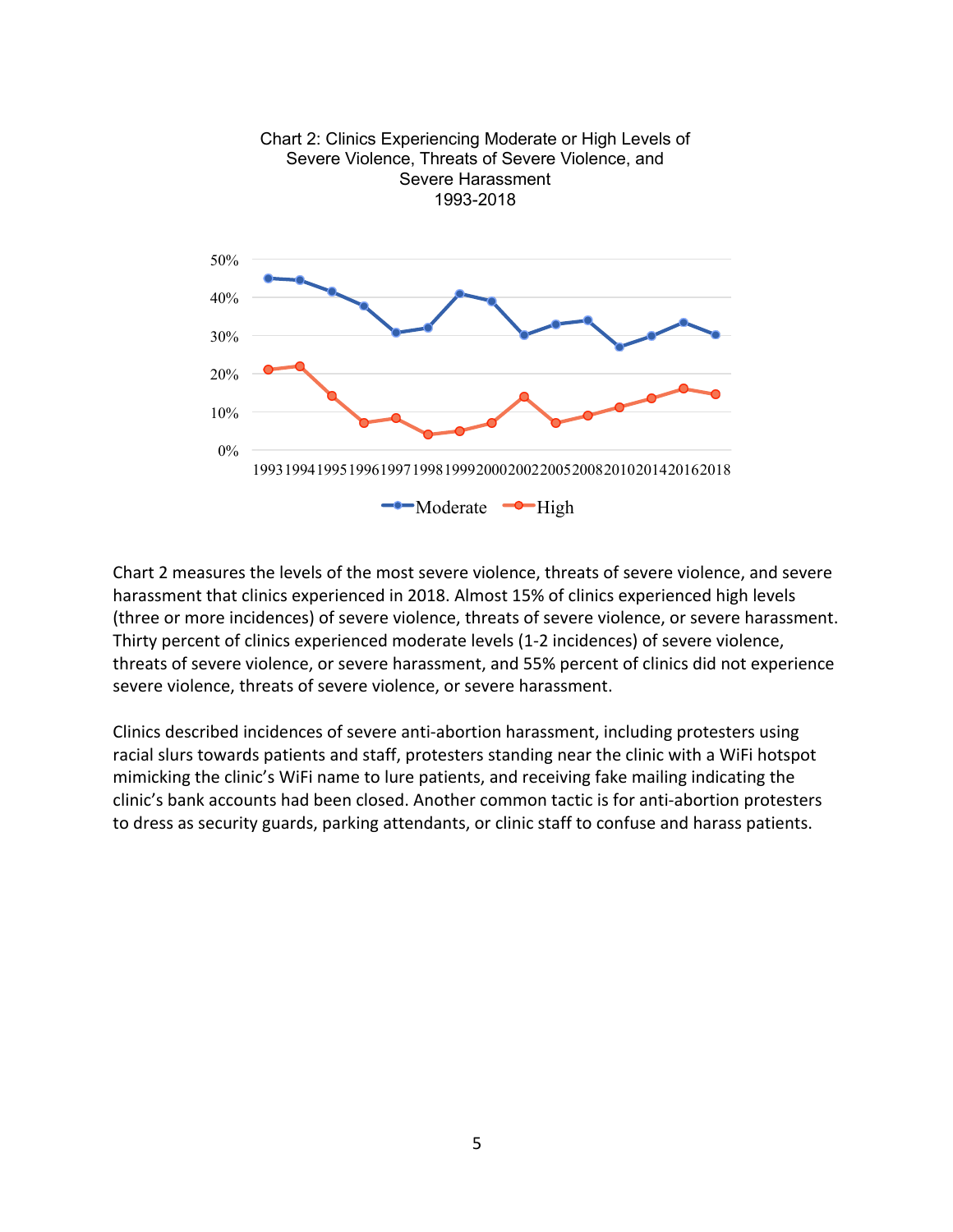Chart 2: Clinics Experiencing Moderate or High Levels of Severe Violence, Threats of Severe Violence, and Severe Harassment
1993-2018

Chart 2 measures the levels of the most severe violence, threats of severe violence, and severe harassment that clinics experienced in 2018. Almost 15% of clinics experienced high levels (three or more incidences) of severe violence, threats of severe violence, or severe harassment. Thirty percent of clinics experienced moderate levels (1-2 incidences) of severe violence, threats of severe violence, or severe harassment, and 55% percent of clinics did not experience severe violence, threats of severe violence, or severe harassment.

Clinics described incidences of severe anti-abortion harassment, including protesters using racial slurs towards patients and staff, protesters standing near the clinic with a WiFi hotspot mimicking the clinic's WiFi name to lure patients, and receiving fake mailing indicating the clinic's bank accounts had been closed. Another common tactic is for anti-abortion protesters to dress as security guards, parking attendants, or clinic staff to confuse and harass patients.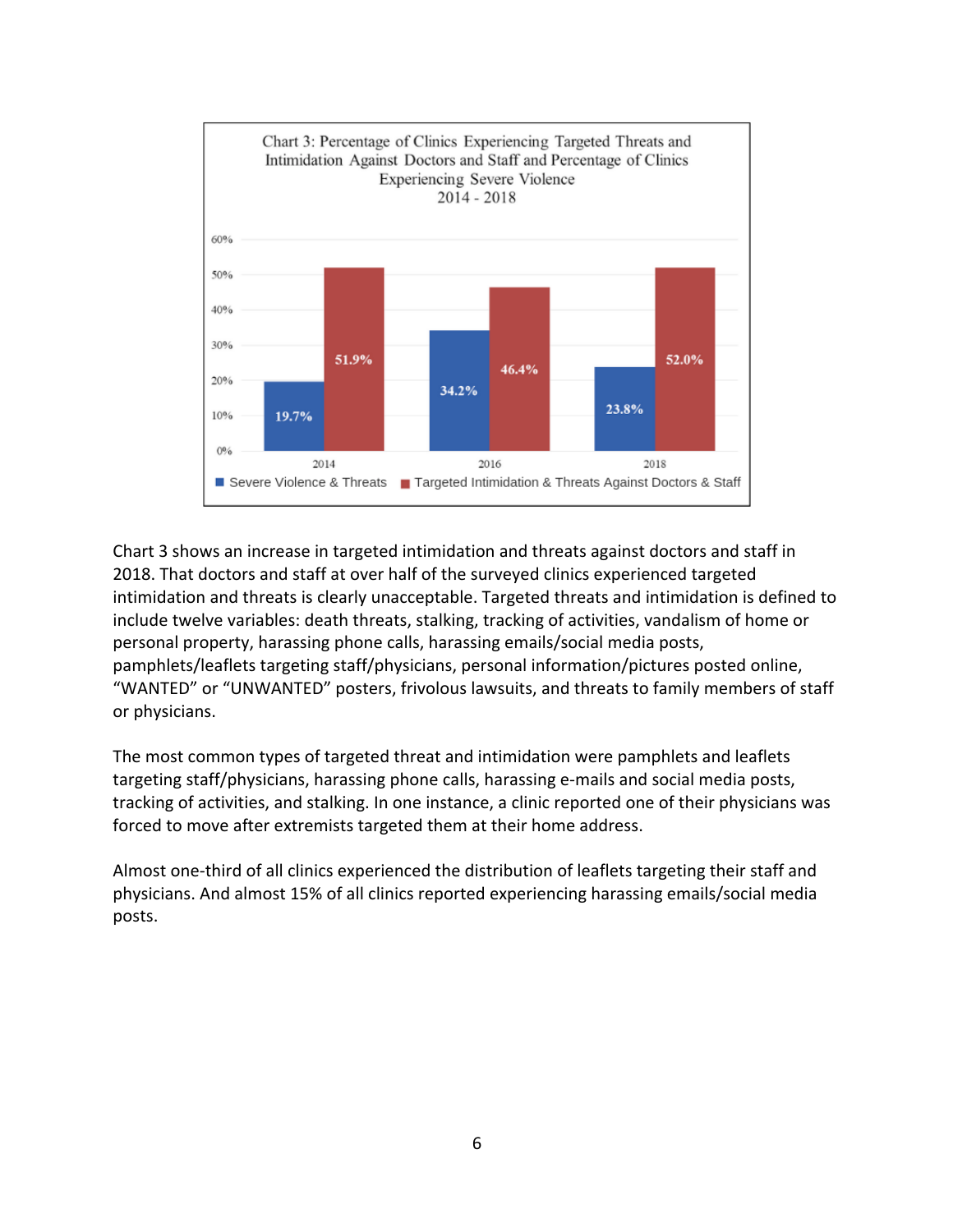Chart 3: Percentage of Clinics Experiencing Targeted Threats and Intimidation Against Doctors and Staff and Percentage of Clinics Experiencing Severe Violence 2014 - 2018

| Year | Severe Violence & Threats | Targeted Intimidation & Threats Against Doctors & Staff |
| --- | --- | --- |
| 2014 | 19.7% | 51.9% |
| 2016 | 34.2% | 46.4% |
| 2018 | 23.8% | 52.0% |

Chart 3 shows an increase in targeted intimidation and threats against doctors and staff in 2018. That doctors and staff at over half of the surveyed clinics experienced targeted intimidation and threats is clearly unacceptable. Targeted threats and intimidation is defined to include twelve variables: death threats, stalking, tracking of activities, vandalism of home or personal property, harassing phone calls, harassing emails/social media posts, pamphlets/leaflets targeting staff/physicians, personal information/pictures posted online, "WANTED" or "UNWANTED" posters, frivolous lawsuits, and threats to family members of staff or physicians.

The most common types of targeted threat and intimidation were pamphlets and leaflets targeting staff/physicians, harassing phone calls, harassing e-mails and social media posts, tracking of activities, and stalking. In one instance, a clinic reported one of their physicians was forced to move after extremists targeted them at their home address.

Almost one-third of all clinics experienced the distribution of leaflets targeting their staff and physicians. And almost 15% of all clinics reported experiencing harassing emails/social media posts.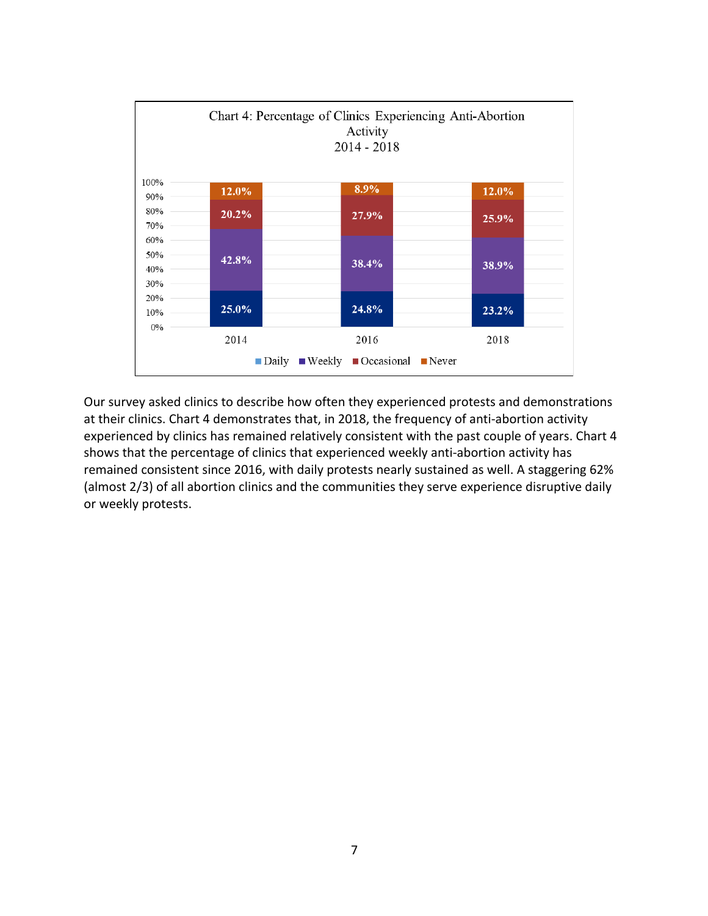**Chart 4: Percentage of Clinics Experiencing Anti-Abortion Activity 2014 - 2018**

| Year | Daily | Weekly | Occasional | Never |
|---|---|---|---|---|
| 2014 | 25.0% | 42.8% | 20.2% | 12.0% |
| 2016 | 24.8% | 38.4% | 27.9% | 8.9% |
| 2018 | 23.2% | 38.9% | 25.9% | 12.0% |

Our survey asked clinics to describe how often they experienced protests and demonstrations at their clinics. Chart 4 demonstrates that, in 2018, the frequency of anti-abortion activity experienced by clinics has remained relatively consistent with the past couple of years. Chart 4 shows that the percentage of clinics that experienced weekly anti-abortion activity has remained consistent since 2016, with daily protests nearly sustained as well. A staggering 62% (almost 2/3) of all abortion clinics and the communities they serve experience disruptive daily or weekly protests.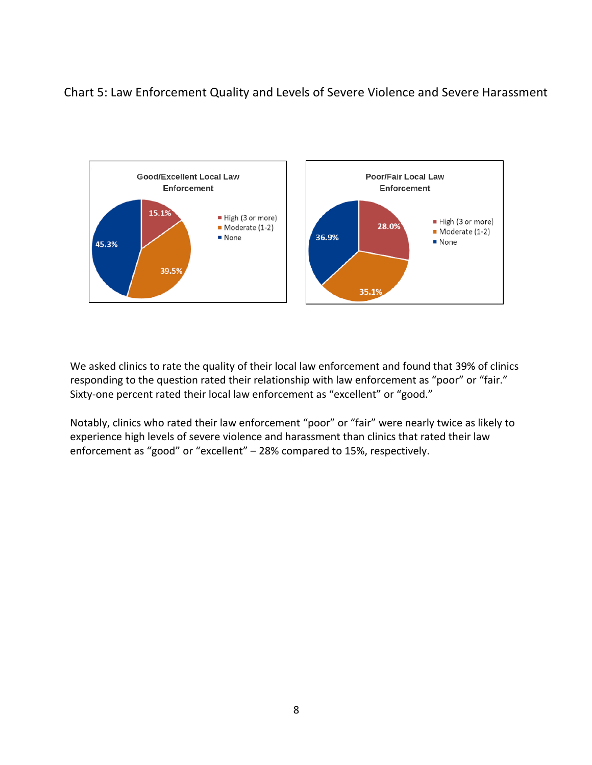Chart 5: Law Enforcement Quality and Levels of Severe Violence and Severe Harassment

**Good/Excellent Local Law Enforcement**

- High (3 or more): 15.1%
- Moderate (1-2): 39.5%
- None: 45.3%

**Poor/Fair Local Law Enforcement**

- High (3 or more): 28.0%
- Moderate (1-2): 35.1%
- None: 36.9%

We asked clinics to rate the quality of their local law enforcement and found that 39% of clinics responding to the question rated their relationship with law enforcement as "poor" or "fair." Sixty-one percent rated their local law enforcement as "excellent" or "good."

Notably, clinics who rated their law enforcement "poor" or "fair" were nearly twice as likely to experience high levels of severe violence and harassment than clinics that rated their law enforcement as "good" or "excellent" – 28% compared to 15%, respectively.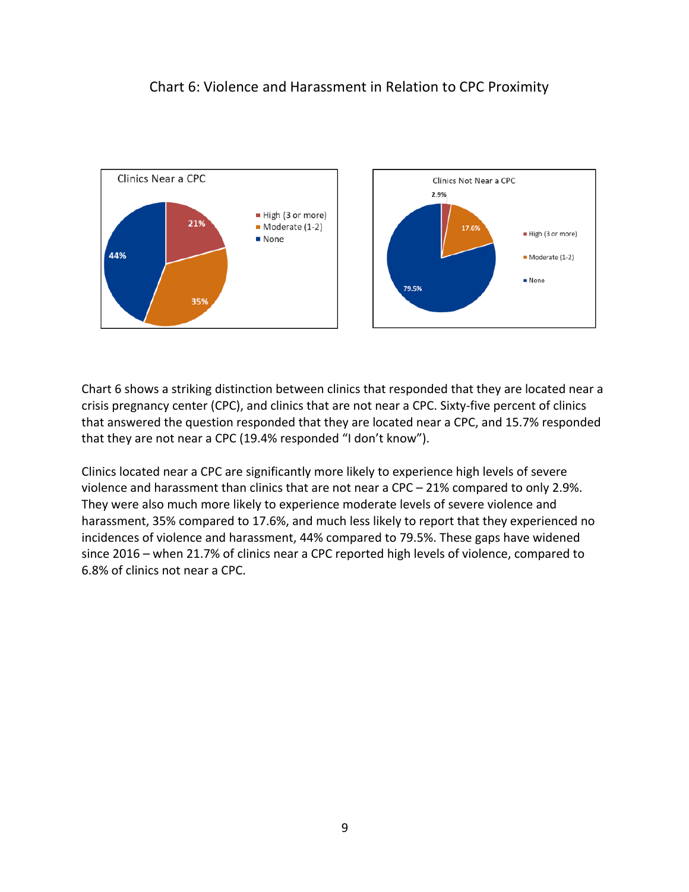Chart 6: Violence and Harassment in Relation to CPC Proximity

Clinics Near a CPC

High (3 or more)
Moderate (1-2)
None

21%
35%
44%

Clinics Not Near a CPC

High (3 or more)
Moderate (1-2)
None

2.9%
17.6%
79.5%

Chart 6 shows a striking distinction between clinics that responded that they are located near a crisis pregnancy center (CPC), and clinics that are not near a CPC. Sixty-five percent of clinics that answered the question responded that they are located near a CPC, and 15.7% responded that they are not near a CPC (19.4% responded "I don't know").

Clinics located near a CPC are significantly more likely to experience high levels of severe violence and harassment than clinics that are not near a CPC – 21% compared to only 2.9%. They were also much more likely to experience moderate levels of severe violence and harassment, 35% compared to 17.6%, and much less likely to report that they experienced no incidences of violence and harassment, 44% compared to 79.5%. These gaps have widened since 2016 – when 21.7% of clinics near a CPC reported high levels of violence, compared to 6.8% of clinics not near a CPC.